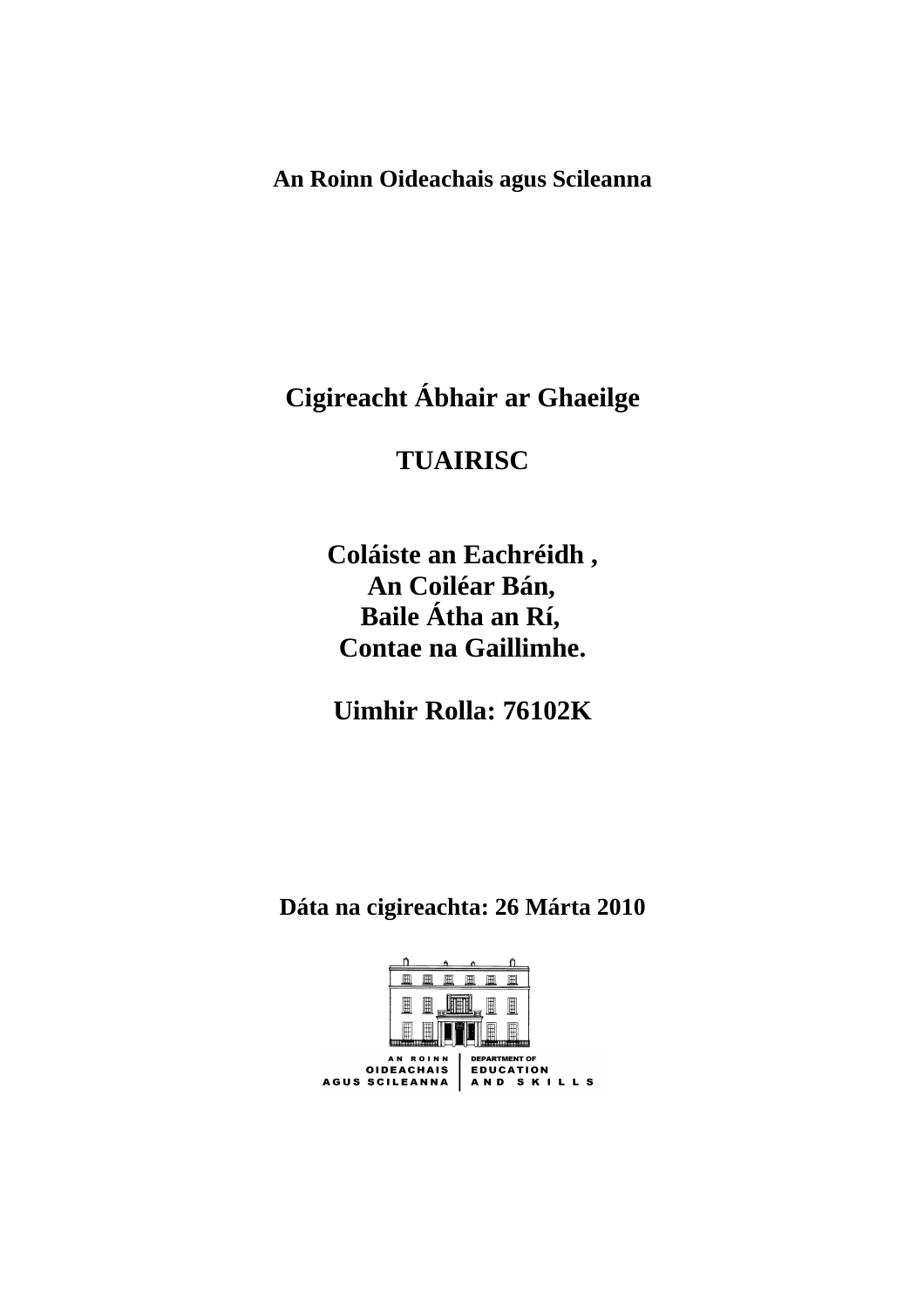**An Roinn Oideachais agus Scileanna**

# Cigireacht Ábhair ar Ghaeilge

# TUAIRISC

## Coláiste an Eachréidh ,
## An Coiléar Bán,
## Baile Átha an Rí,
## Contae na Gaillimhe.

## Uimhir Rolla: 76102K

**Dáta na cigireachta: 26 Márta 2010**

AN ROINN OIDEACHAIS AGUS SCILEANNA | DEPARTMENT OF EDUCATION AND SKILLS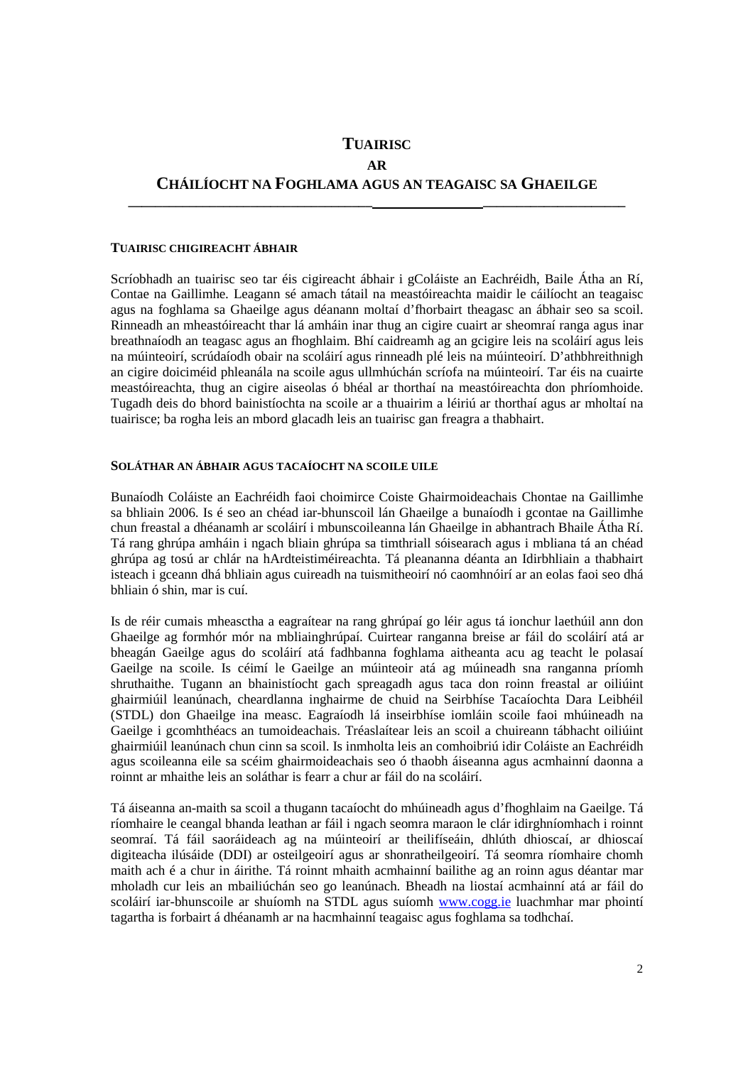# TUAIRISC

# AR

# CHÁILÍOCHT NA FOGHLAMA AGUS AN TEAGAISC SA GHAEILGE

---

## TUAIRISC CHIGIREACHT ÁBHAIR

Scríobhadh an tuairisc seo tar éis cigireacht ábhair i gColáiste an Eachréidh, Baile Átha an Rí, Contae na Gaillimhe. Leagann sé amach tátail na meastóireachta maidir le cáilíocht an teagaisc agus na foghlama sa Ghaeilge agus déanann moltaí d'fhorbairt theagasc an ábhair seo sa scoil. Rinneadh an mheastóireacht thar lá amháin inar thug an cigire cuairt ar sheomraí ranga agus inar breathnaíodh an teagasc agus an fhoghlaim. Bhí caidreamh ag an gcigire leis na scoláirí agus leis na múinteoirí, scrúdaíodh obair na scoláirí agus rinneadh plé leis na múinteoirí. D'athbhreithnigh an cigire doiciméid phleanála na scoile agus ullmhúchán scríofa na múinteoirí. Tar éis na cuairte meastóireachta, thug an cigire aiseolas ó bhéal ar thorthaí na meastóireachta don phríomhoide. Tugadh deis do bhord bainistíochta na scoile ar a thuairim a léiriú ar thorthaí agus ar mholtaí na tuairisce; ba rogha leis an mbord glacadh leis an tuairisc gan freagra a thabhairt.

## SOLÁTHAR AN ÁBHAIR AGUS TACAÍOCHT NA SCOILE UILE

Bunaíodh Coláiste an Eachréidh faoi choimirce Coiste Ghairmoideachais Chontae na Gaillimhe sa bhliain 2006. Is é seo an chéad iar-bhunscoil lán Ghaeilge a bunaíodh i gcontae na Gaillimhe chun freastal a dhéanamh ar scoláirí i mbunscoileanna lán Ghaeilge in abhantrach Bhaile Átha Rí. Tá rang ghrúpa amháin i ngach bliain ghrúpa sa timthriall sóisearach agus i mbliana tá an chéad ghrúpa ag tosú ar chlár na hArdteistiméireachta. Tá pleananna déanta an Idirbhliain a thabhairt isteach i gceann dhá bhliain agus cuireadh na tuismitheoirí nó caomhnóirí ar an eolas faoi seo dhá bhliain ó shin, mar is cuí.

Is de réir cumais mheasctha a eagraítear na rang ghrúpaí go léir agus tá ionchur laethúil ann don Ghaeilge ag formhór mór na mbliainghrúpaí. Cuirtear ranganna breise ar fáil do scoláirí atá ar bheagán Gaeilge agus do scoláirí atá fadhbanna foghlama aitheanta acu ag teacht le polasaí Gaeilge na scoile. Is céimí le Gaeilge an múinteoir atá ag múineadh sna ranganna príomh shruthaithe. Tugann an bhainistíocht gach spreagadh agus taca don roinn freastal ar oiliúint ghairmiúil leanúnach, cheardlanna inghairme de chuid na Seirbhíse Tacaíochta Dara Leibhéil (STDL) don Ghaeilge ina measc. Eagraíodh lá inseirbhíse iomláin scoile faoi mhúineadh na Gaeilge i gcomhthéacs an tumoideachais. Tréaslaítear leis an scoil a chuireann tábhacht oiliúint ghairmiúil leanúnach chun cinn sa scoil. Is inmholta leis an comhoibriú idir Coláiste an Eachréidh agus scoileanna eile sa scéim ghairmoideachais seo ó thaobh áiseanna agus acmhainní daonna a roinnt ar mhaithe leis an soláthar is fearr a chur ar fáil do na scoláirí.

Tá áiseanna an-maith sa scoil a thugann tacaíocht do mhúineadh agus d'fhoghlaim na Gaeilge. Tá ríomhaire le ceangal bhanda leathan ar fáil i ngach seomra maraon le clár idirghníomhach i roinnt seomraí. Tá fáil saoráideach ag na múinteoirí ar theilifíseáin, dhlúth dhioscaí, ar dhioscaí digiteacha ilúsáide (DDI) ar osteilgeoirí agus ar shonratheilgeoirí. Tá seomra ríomhaire chomh maith ach é a chur in áirithe. Tá roinnt mhaith acmhainní bailithe ag an roinn agus déantar mar mholadh cur leis an mbailiúchán seo go leanúnach. Bheadh na liostaí acmhainní atá ar fáil do scoláirí iar-bhunscoile ar shuíomh na STDL agus suíomh [www.cogg.ie](http://www.cogg.ie) luachmhar mar phointí tagartha is forbairt á dhéanamh ar na hacmhainní teagaisc agus foghlama sa todhchaí.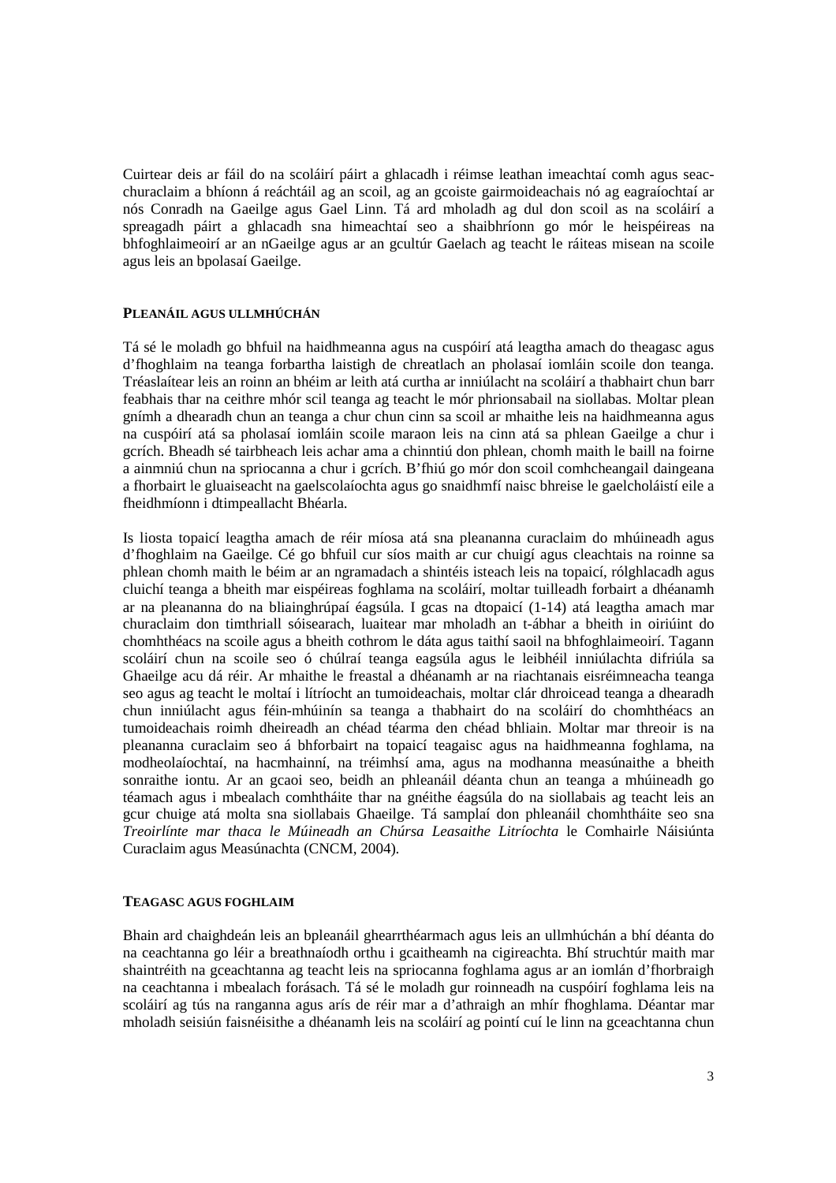Cuirtear deis ar fáil do na scoláirí páirt a ghlacadh i réimse leathan imeachtaí comh agus seach-churaclaim a bhíonn á reáchtáil ag an scoil, ag an gcoiste gairmoideachais nó ag eagraíochtaí ar nós Conradh na Gaeilge agus Gael Linn. Tá ard mholadh ag dul don scoil as na scoláirí a spreagadh páirt a ghlacadh sna himeachtaí seo a shaibhríonn go mór le heispéireas na bhfoghlaimeoirí ar an nGaeilge agus ar an gcultúr Gaelach ag teacht le ráiteas misean na scoile agus leis an bpolasaí Gaeilge.

### Pleanáil agus ullmhúchán

Tá sé le moladh go bhfuil na haidhmeanna agus na cuspóirí atá leagtha amach do theagasc agus d'fhoghlaim na teanga forbartha laistigh de chreatlach an pholasaí iomláin scoile don teanga. Tréaslaítear leis an roinn an bhéim ar leith atá curtha ar inniúlacht na scoláirí a thabhairt chun barr feabhais thar na ceithre mhór scil teanga ag teacht le mór phrionsabail na siollabas. Moltar plean gnímh a dhearadh chun an teanga a chur chun cinn sa scoil ar mhaithe leis na haidhmeanna agus na cuspóirí atá sa pholasaí iomláin scoile maraon leis na cinn atá sa phlean Gaeilge a chur i gcrích. Bheadh sé tairbheach leis achar ama a chinntiú don phlean, chomh maith le baill na foirne a ainmniú chun na spriocanna a chur i gcrích. B'fhiú go mór don scoil comhcheangail daingeana a fhorbairt le gluaiseacht na gaelscolaíochta agus go snaidhmfí naisc bhreise le gaelcholáistí eile a fheidhmíonn i dtimpeallacht Bhéarla.

Is liosta topaicí leagtha amach de réir míosa atá sna pleananna curaclaim do mhúineadh agus d'fhoghlaim na Gaeilge. Cé go bhfuil cur síos maith ar cur chuigí agus cleachtais na roinne sa phlean chomh maith le béim ar an ngramadach a shintéis isteach leis na topaicí, rólghlacadh agus cluichí teanga a bheith mar eispéireas foghlama na scoláirí, moltar tuilleadh forbairt a dhéanamh ar na pleananna do na bliainghrúpaí éagsúla. I gcas na dtopaicí (1-14) atá leagtha amach mar churaclaim don timthriall sóisearach, luaitear mar mholadh an t-ábhar a bheith in oiriúint do chomhthéacs na scoile agus a bheith cothrom le dáta agus taithí saoil na bhfoghlaimeoirí. Tagann scoláirí chun na scoile seo ó chúlraí teanga eagsúla agus le leibhéil inniúlachta difriúla sa Ghaeilge acu dá réir. Ar mhaithe le freastal a dhéanamh ar na riachtanais eisréimneacha teanga seo agus ag teacht le moltaí i litríocht an tumoideachais, moltar clár dhroicead teanga a dhearadh chun inniúlacht agus féin-mhúinín sa teanga a thabhairt do na scoláirí do chomhthéacs an tumoideachais roimh dheireadh an chéad téarma den chéad bhliain. Moltar mar threoir is na pleananna curaclaim seo á bhforbairt na topaicí teagaisc agus na haidhmeanna foghlama, na modheolaíochtaí, na hacmhainní, na tréimhsí ama, agus na modhanna measúnaithe a bheith sonraithe iontu. Ar an gcaoi seo, beidh an phleanáil déanta chun an teanga a mhúineadh go téamach agus i mbealach comhtháite thar na gnéithe éagsúla do na siollabais ag teacht leis an gcur chuige atá molta sna siollabais Ghaeilge. Tá samplaí don phleanáil chomhtháite seo sna *Treoirlínte mar thaca le Múineadh an Chúrsa Leasaithe Litríochta* le Comhairle Náisiúnta Curaclaim agus Measúnachta (CNCM, 2004).

### Teagasc agus foghlaim

Bhain ard chaighdeán leis an bpleanáil ghearrthéarmach agus leis an ullmhúchán a bhí déanta do na ceachtanna go léir a breathnaíodh orthu i gcaitheamh na cigireachta. Bhí struchtúr maith mar shaintréith na gceachtanna ag teacht leis na spriocanna foghlama agus ar an iomlán d'fhorbraigh na ceachtanna i mbealach forásach. Tá sé le moladh gur roinneadh na cuspóirí foghlama leis na scoláirí ag tús na ranganna agus arís de réir mar a d'athraigh an mhír fhoghlama. Déantar mar mholadh seisiún faisnéisithe a dhéanamh leis na scoláirí ag pointí cuí le linn na gceachtanna chun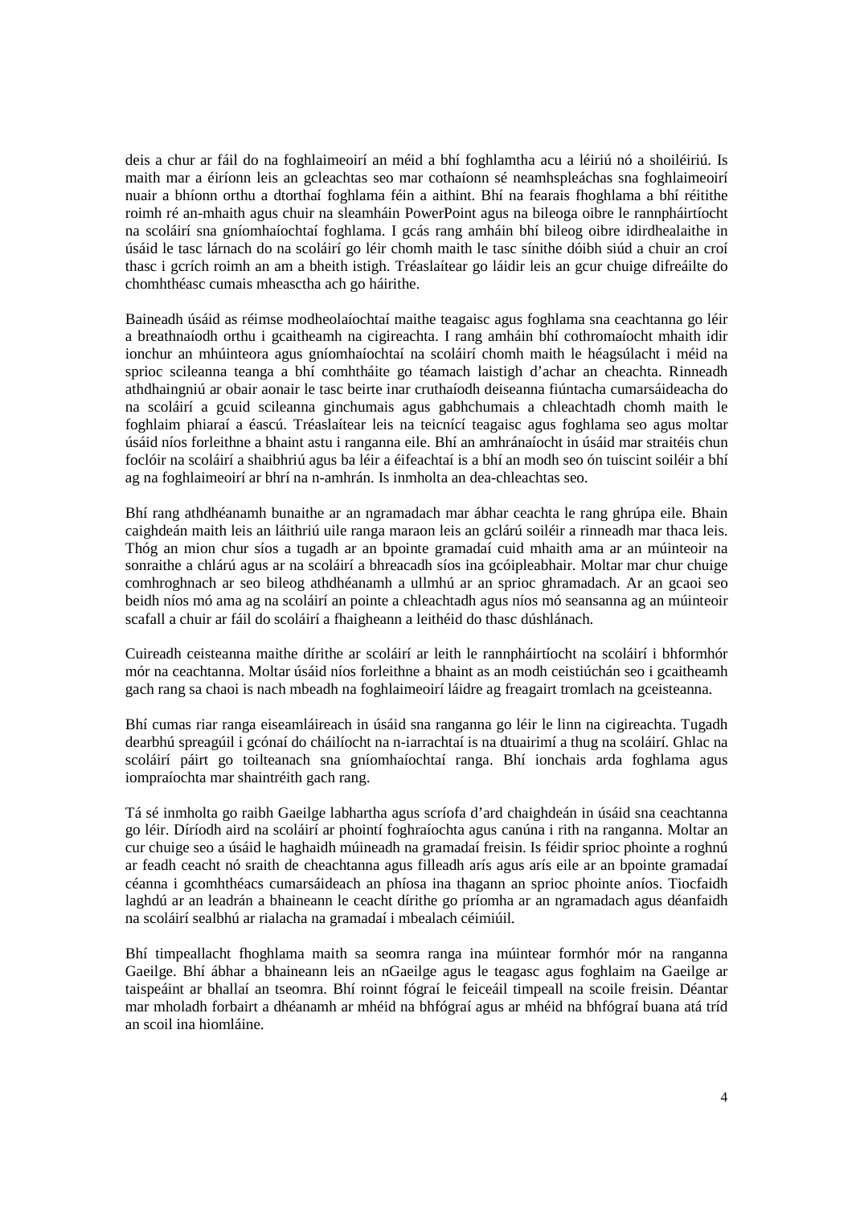deis a chur ar fáil do na foghlaimeoirí an méid a bhí foghlamtha acu a léiriú nó a shoiléiriú. Is maith mar a éiríonn leis an gcleachtas seo mar cothaíonn sé neamhspleáchas sna foghlaimeoirí nuair a bhíonn orthu a dtorthaí foghlama féin a aithint. Bhí na fearais fhoghlama a bhí réitithe roimh ré an-mhaith agus chuir na sleamháin PowerPoint agus na bileoga oibre le rannpháirtíocht na scoláirí sna gníomhaíochtaí foghlama. I gcás rang amháin bhí bileog oibre idirdhealaithe in úsáid le tasc lárnach do na scoláirí go léir chomh maith le tasc sínithe dóibh siúd a chuir an croí thasc i gcrích roimh an am a bheith istigh. Tréaslaítear go láidir leis an gcur chuige difreáilte do chomhthéasc cumais mheasctha ach go háirithe.

Baineadh úsáid as réimse modheolaíochtaí maithe teagaisc agus foghlama sna ceachtanna go léir a breathnaíodh orthu i gcaitheamh na cigireachta. I rang amháin bhí cothromaíocht mhaith idir ionchur an mhúinteora agus gníomhaíochtaí na scoláirí chomh maith le héagsúlacht i méid na sprioc scileanna teanga a bhí comhtháite go téamach laistigh d'achar an cheachta. Rinneadh athdhaingniú ar obair aonair le tasc beirte inar cruthaíodh deiseanna fiúntacha cumarsáideacha do na scoláirí a gcuid scileanna ginchumais agus gabhchumais a chleachtadh chomh maith le foghlaim phiaraí a éascú. Tréaslaítear leis na teicnící teagaisc agus foghlama seo agus moltar úsáid níos forleithne a bhaint astu i ranganna eile. Bhí an amhránaíocht in úsáid mar straitéis chun foclóir na scoláirí a shaibhriú agus ba léir a éifeachtaí is a bhí an modh seo ón tuiscint soiléir a bhí ag na foghlaimeoirí ar bhrí na n-amhrán. Is inmholta an dea-chleachtas seo.

Bhí rang athdhéanamh bunaithe ar an ngramadach mar ábhar ceachta le rang ghrúpa eile. Bhain caighdeán maith leis an láithriú uile ranga maraon leis an gclárú soiléir a rinneadh mar thaca leis. Thóg an mion chur síos a tugadh ar an bpointe gramadaí cuid mhaith ama ar an múinteoir na sonraithe a chlárú agus ar na scoláirí a bhreacadh síos ina gcóipleabhair. Moltar mar chur chuige comhroghnach ar seo bileog athdhéanamh a ullmhú ar an sprioc ghramadach. Ar an gcaoi seo beidh níos mó ama ag na scoláirí an pointe a chleachtadh agus níos mó seansanna ag an múinteoir scafall a chuir ar fáil do scoláirí a fhaigheann a leithéid do thasc dúshlánach.

Cuireadh ceisteanna maithe dírithe ar scoláirí ar leith le rannpháirtíocht na scoláirí i bhformhór mór na ceachtanna. Moltar úsáid níos forleithne a bhaint as an modh ceistiúchán seo i gcaitheamh gach rang sa chaoi is nach mbeadh na foghlaimeoirí láidre ag freagairt tromlach na gceisteanna.

Bhí cumas riar ranga eiseamláireach in úsáid sna ranganna go léir le linn na cigireachta. Tugadh dearbhú spreagúil i gcónaí do cháilíocht na n-iarrachtaí is na dtuairimí a thug na scoláirí. Ghlac na scoláirí páirt go toilteanach sna gníomhaíochtaí ranga. Bhí ionchais arda foghlama agus iompraíochta mar shaintréith gach rang.

Tá sé inmholta go raibh Gaeilge labhartha agus scríofa d'ard chaighdeán in úsáid sna ceachtanna go léir. Díríodh aird na scoláirí ar phointí foghraíochta agus canúna i rith na ranganna. Moltar an cur chuige seo a úsáid le haghaidh múineadh na gramadaí freisin. Is féidir sprioc phointe a roghnú ar feadh ceacht nó sraith de cheachtanna agus filleadh arís agus arís eile ar an bpointe gramadaí céanna i gcomhthéacs cumarsáideach an phíosa ina thagann an sprioc phointe aníos. Tiocfaidh laghdú ar an leadrán a bhaineann le ceacht dírithe go príomha ar an ngramadach agus déanfaidh na scoláirí sealbhú ar rialacha na gramadaí i mbealach céimiúil.

Bhí timpeallacht fhoghlama maith sa seomra ranga ina múintear formhór mór na ranganna Gaeilge. Bhí ábhar a bhaineann leis an nGaeilge agus le teagasc agus foghlaim na Gaeilge ar taispeáint ar bhallaí an tseomra. Bhí roinnt fógraí le feiceáil timpeall na scoile freisin. Déantar mar mholadh forbairt a dhéanamh ar mhéid na bhfógraí agus ar mhéid na bhfógraí buana atá tríd an scoil ina hiomláine.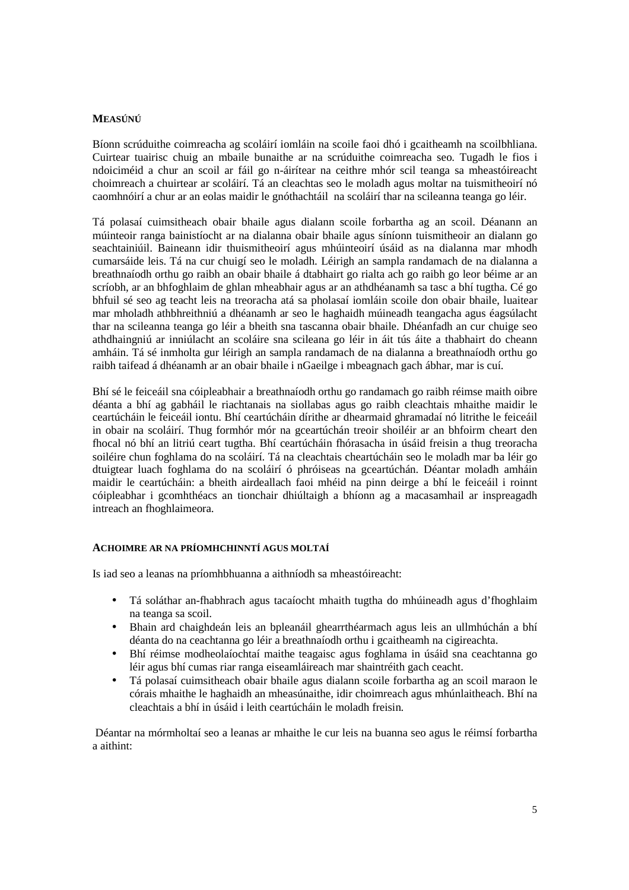## MEASÚNÚ

Bíonn scrúduithe coimreacha ag scoláirí iomláin na scoile faoi dhó i gcaitheamh na scoilbhliana. Cuirtear tuairisc chuig an mbaile bunaithe ar na scrúduithe coimreacha seo. Tugadh le fios i ndoiciméid a chur an scoil ar fáil go n-áirítear na ceithre mhór scil teanga sa mheastóireacht choimreach a chuirtear ar scoláirí. Tá an cleachtas seo le moladh agus moltar na tuismitheoirí nó caomhnóirí a chur ar an eolas maidir le gnóthachtáil na scoláirí thar na scileanna teanga go léir.

Tá polasaí cuimsitheach obair bhaile agus dialann scoile forbartha ag an scoil. Déanann an múinteoir ranga bainistíocht ar na dialanna obair bhaile agus síníonn tuismitheoir an dialann go seachtainiúil. Baineann idir thuismitheoirí agus mhúinteoirí úsáid as na dialanna mar mhodh cumarsáide leis. Tá na cur chuigí seo le moladh. Léirigh an sampla randamach de na dialanna a breathnaíodh orthu go raibh an obair bhaile á dtabhairt go rialta ach go raibh go leor béime ar an scríobh, ar an bhfoghlaim de ghlan mheabhair agus ar an athdhéanamh sa tasc a bhí tugtha. Cé go bhfuil sé seo ag teacht leis na treoracha atá sa pholasaí iomláin scoile don obair bhaile, luaitear mar mholadh athbhreithniú a dhéanamh ar seo le haghaidh múineadh teangacha agus éagsúlacht thar na scileanna teanga go léir a bheith sna tascanna obair bhaile. Dhéanfadh an cur chuige seo athdhaingniú ar inniúlacht an scoláire sna scileana go léir in áit tús áite a thabhairt do cheann amháin. Tá sé inmholta gur léirigh an sampla randamach de na dialanna a breathnaíodh orthu go raibh taifead á dhéanamh ar an obair bhaile i nGaeilge i mbeagnach gach ábhar, mar is cuí.

Bhí sé le feiceáil sna cóipleabhair a breathnaíodh orthu go randamach go raibh réimse maith oibre déanta a bhí ag gabháil le riachtanais na siollabas agus go raibh cleachtais mhaithe maidir le ceartúcháin le feiceáil iontu. Bhí ceartúcháin dírithe ar dhearmaid ghramadaí nó litrithe le feiceáil in obair na scoláirí. Thug formhór mór na gceartúchán treoir shoiléir ar an bhfoirm cheart den fhocal nó bhí an litriú ceart tugtha. Bhí ceartúcháin fhórasacha in úsáid freisin a thug treoracha soiléire chun foghlama do na scoláirí. Tá na cleachtais cheartúcháin seo le moladh mar ba léir go dtuigtear luach foghlama do na scoláirí ó phróiseas na gceartúchán. Déantar moladh amháin maidir le ceartúcháin: a bheith airdeallach faoi mhéid na pinn deirge a bhí le feiceáil i roinnt cóipleabhar i gcomhthéacs an tionchair dhiúltaigh a bhíonn ag a macasamhail ar inspreagadh intreach an fhoghlaimeora.

## ACHOIMRE AR NA PRÍOMHCHINNTÍ AGUS MOLTAÍ

Is iad seo a leanas na príomhbhuanna a aithníodh sa mheastóireacht:

- Tá soláthar an-fhabhrach agus tacaíocht mhaith tugtha do mhúineadh agus d'fhoghlaim na teanga sa scoil.
- Bhain ard chaighdeán leis an bpleanáil ghearrthéarmach agus leis an ullmhúchán a bhí déanta do na ceachtanna go léir a breathnaíodh orthu i gcaitheamh na cigireachta.
- Bhí réimse modheolaíochtaí maithe teagaisc agus foghlama in úsáid sna ceachtanna go léir agus bhí cumas riar ranga eiseamláireach mar shaintréith gach ceacht.
- Tá polasaí cuimsitheach obair bhaile agus dialann scoile forbartha ag an scoil maraon le córais mhaithe le haghaidh an mheasúnaithe, idir choimreach agus mhúnlaitheach. Bhí na cleachtais a bhí in úsáid i leith ceartúcháin le moladh freisin.

Déantar na mórmholtaí seo a leanas ar mhaithe le cur leis na buanna seo agus le réimsí forbartha a aithint: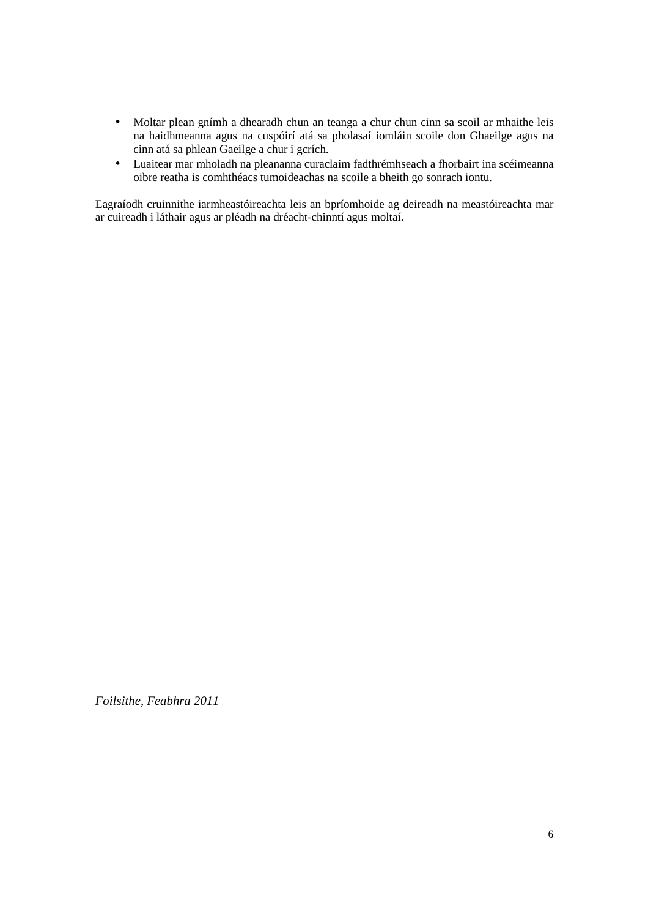- Moltar plean gnímh a dhearadh chun an teanga a chur chun cinn sa scoil ar mhaithe leis na haidhmeanna agus na cuspóirí atá sa pholasaí iomláin scoile don Ghaeilge agus na cinn atá sa phlean Gaeilge a chur i gcrích.
- Luaitear mar mholadh na pleananna curaclaim fadthrémhseach a fhorbairt ina scéimeanna oibre reatha is comhthéacs tumoideachas na scoile a bheith go sonrach iontu.

Eagraíodh cruinnithe iarmheastóireachta leis an bpríomhoide ag deireadh na meastóireachta mar ar cuireadh i láthair agus ar pléadh na dréacht-chinntí agus moltaí.

*Foilsithe, Feabhra 2011*